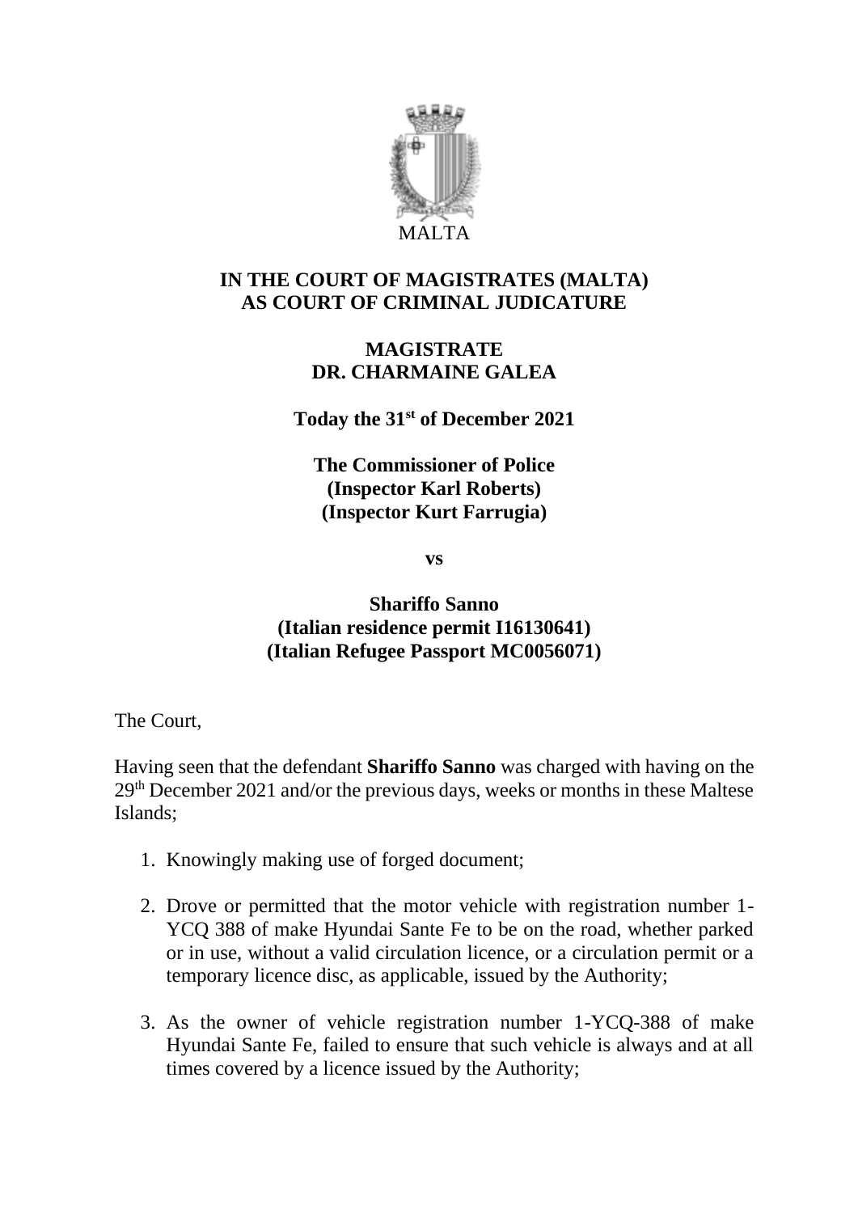MALTA

**IN THE COURT OF MAGISTRATES (MALTA)**
**AS COURT OF CRIMINAL JUDICATURE**

**MAGISTRATE**
**DR. CHARMAINE GALEA**

**Today the 31st of December 2021**

**The Commissioner of Police**
**(Inspector Karl Roberts)**
**(Inspector Kurt Farrugia)**

**vs**

**Shariffo Sanno**
**(Italian residence permit I16130641)**
**(Italian Refugee Passport MC0056071)**

The Court,

Having seen that the defendant **Shariffo Sanno** was charged with having on the 29th December 2021 and/or the previous days, weeks or months in these Maltese Islands;

1. Knowingly making use of forged document;

2. Drove or permitted that the motor vehicle with registration number 1-YCQ 388 of make Hyundai Sante Fe to be on the road, whether parked or in use, without a valid circulation licence, or a circulation permit or a temporary licence disc, as applicable, issued by the Authority;

3. As the owner of vehicle registration number 1-YCQ-388 of make Hyundai Sante Fe, failed to ensure that such vehicle is always and at all times covered by a licence issued by the Authority;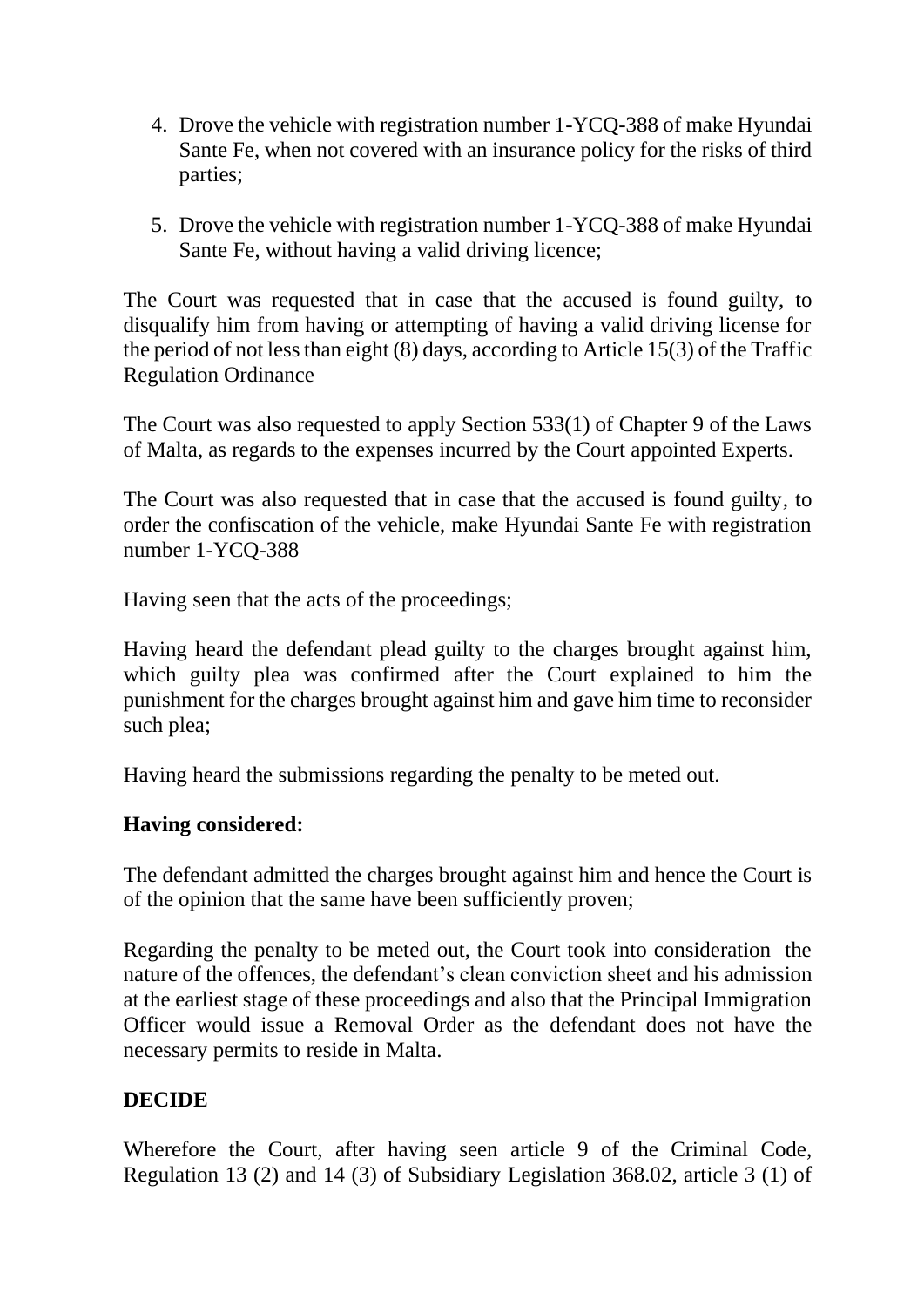4. Drove the vehicle with registration number 1-YCQ-388 of make Hyundai Sante Fe, when not covered with an insurance policy for the risks of third parties;

5. Drove the vehicle with registration number 1-YCQ-388 of make Hyundai Sante Fe, without having a valid driving licence;

The Court was requested that in case that the accused is found guilty, to disqualify him from having or attempting of having a valid driving license for the period of not less than eight (8) days, according to Article 15(3) of the Traffic Regulation Ordinance

The Court was also requested to apply Section 533(1) of Chapter 9 of the Laws of Malta, as regards to the expenses incurred by the Court appointed Experts.

The Court was also requested that in case that the accused is found guilty, to order the confiscation of the vehicle, make Hyundai Sante Fe with registration number 1-YCQ-388

Having seen that the acts of the proceedings;

Having heard the defendant plead guilty to the charges brought against him, which guilty plea was confirmed after the Court explained to him the punishment for the charges brought against him and gave him time to reconsider such plea;

Having heard the submissions regarding the penalty to be meted out.

**Having considered:**

The defendant admitted the charges brought against him and hence the Court is of the opinion that the same have been sufficiently proven;

Regarding the penalty to be meted out, the Court took into consideration the nature of the offences, the defendant's clean conviction sheet and his admission at the earliest stage of these proceedings and also that the Principal Immigration Officer would issue a Removal Order as the defendant does not have the necessary permits to reside in Malta.

**DECIDE**

Wherefore the Court, after having seen article 9 of the Criminal Code, Regulation 13 (2) and 14 (3) of Subsidiary Legislation 368.02, article 3 (1) of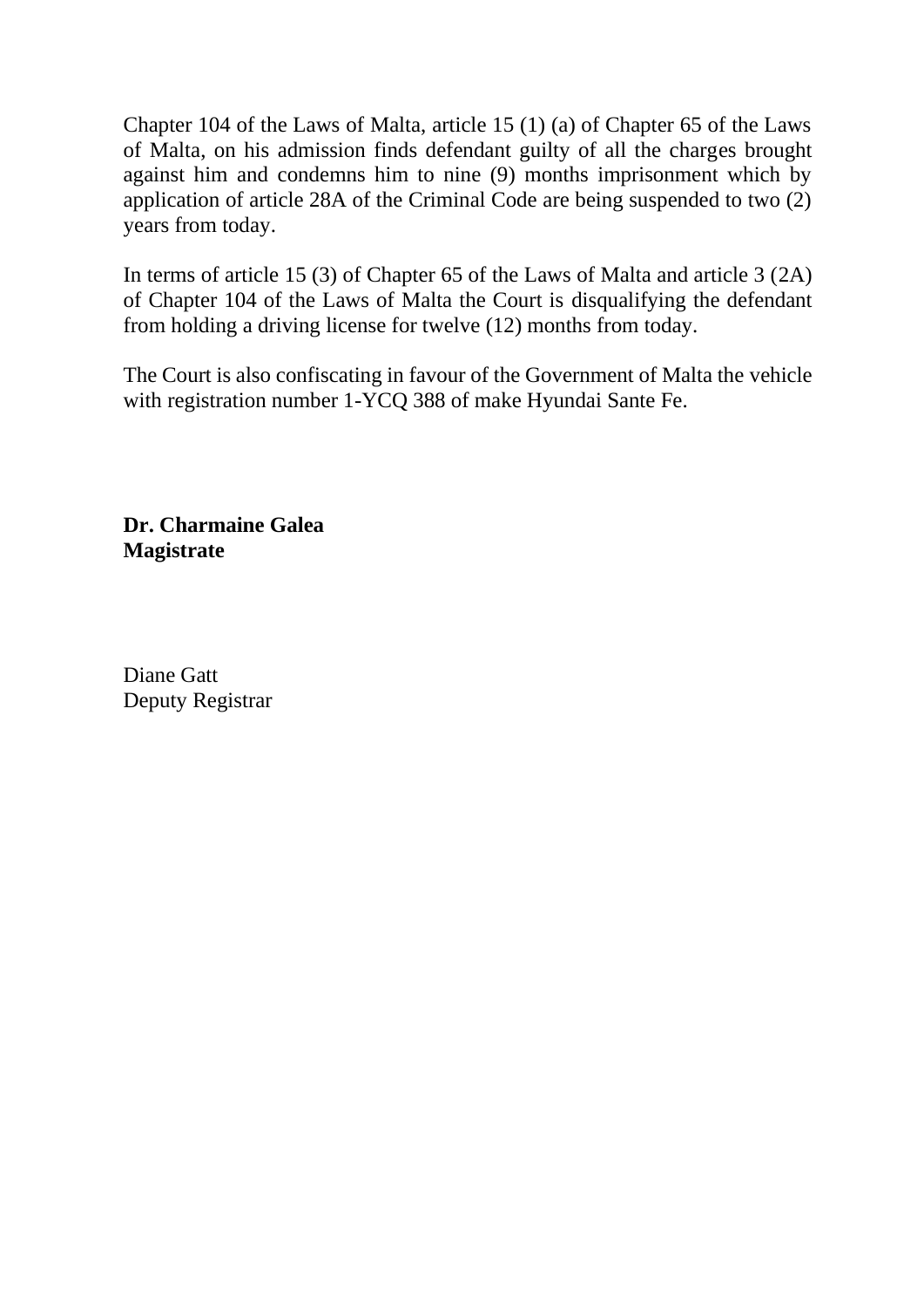Chapter 104 of the Laws of Malta, article 15 (1) (a) of Chapter 65 of the Laws of Malta, on his admission finds defendant guilty of all the charges brought against him and condemns him to nine (9) months imprisonment which by application of article 28A of the Criminal Code are being suspended to two (2) years from today.

In terms of article 15 (3) of Chapter 65 of the Laws of Malta and article 3 (2A) of Chapter 104 of the Laws of Malta the Court is disqualifying the defendant from holding a driving license for twelve (12) months from today.

The Court is also confiscating in favour of the Government of Malta the vehicle with registration number 1-YCQ 388 of make Hyundai Sante Fe.

**Dr. Charmaine Galea**
**Magistrate**

Diane Gatt
Deputy Registrar